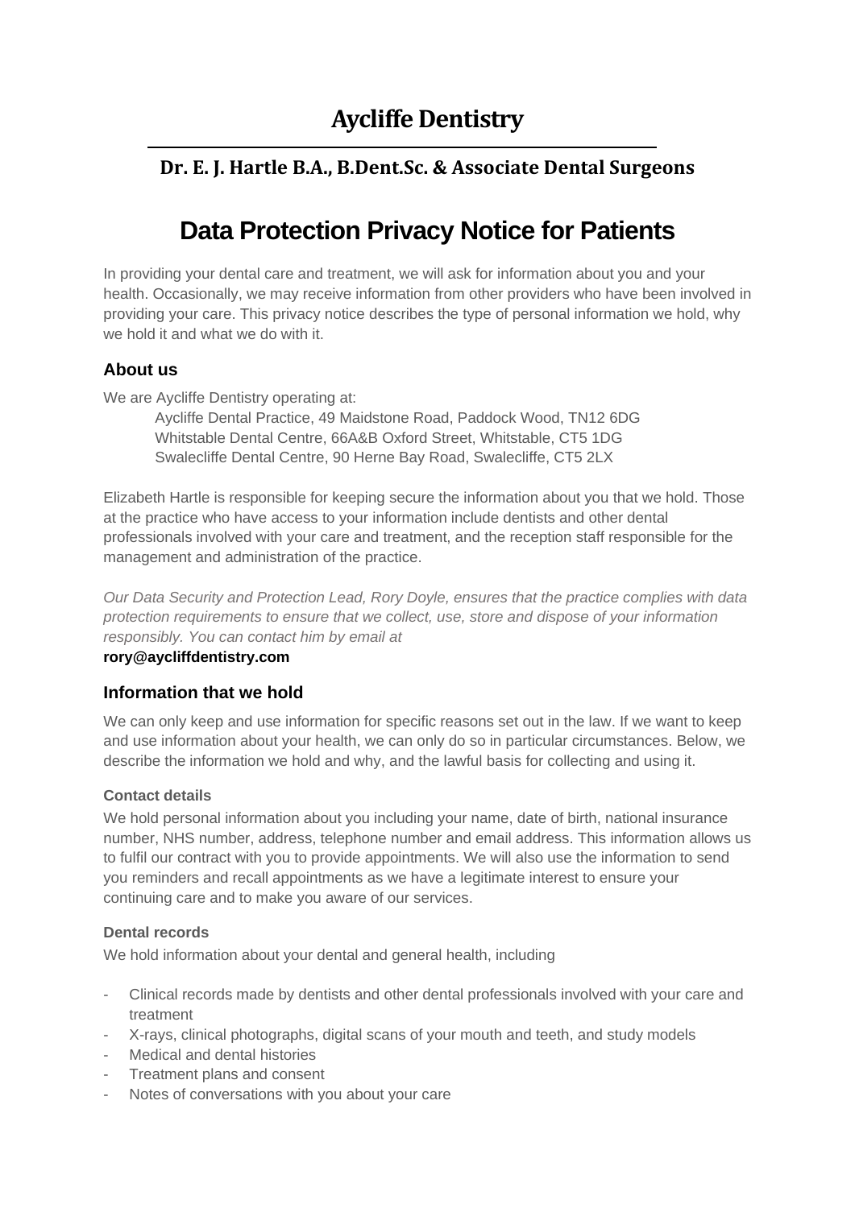# Aycliffe Dentistry

## Dr. E. J. Hartle B.A., B.Dent.Sc. & Associate Dental Surgeons

# Data Protection Privacy Notice for Patients

In providing your dental care and treatment, we will ask for information about you and your health. Occasionally, we may receive information from other providers who have been involved in providing your care. This privacy notice describes the type of personal information we hold, why we hold it and what we do with it.

## About us

We are Aycliffe Dentistry operating at:

Aycliffe Dental Practice, 49 Maidstone Road, Paddock Wood, TN12 6DG
Whitstable Dental Centre, 66A&B Oxford Street, Whitstable, CT5 1DG
Swalecliffe Dental Centre, 90 Herne Bay Road, Swalecliffe, CT5 2LX

Elizabeth Hartle is responsible for keeping secure the information about you that we hold. Those at the practice who have access to your information include dentists and other dental professionals involved with your care and treatment, and the reception staff responsible for the management and administration of the practice.

*Our Data Security and Protection Lead, Rory Doyle, ensures that the practice complies with data protection requirements to ensure that we collect, use, store and dispose of your information responsibly. You can contact him by email at*
**rory@aycliffdentistry.com**

## Information that we hold

We can only keep and use information for specific reasons set out in the law. If we want to keep and use information about your health, we can only do so in particular circumstances. Below, we describe the information we hold and why, and the lawful basis for collecting and using it.

### Contact details

We hold personal information about you including your name, date of birth, national insurance number, NHS number, address, telephone number and email address. This information allows us to fulfil our contract with you to provide appointments. We will also use the information to send you reminders and recall appointments as we have a legitimate interest to ensure your continuing care and to make you aware of our services.

### Dental records

We hold information about your dental and general health, including

- Clinical records made by dentists and other dental professionals involved with your care and treatment
- X-rays, clinical photographs, digital scans of your mouth and teeth, and study models
- Medical and dental histories
- Treatment plans and consent
- Notes of conversations with you about your care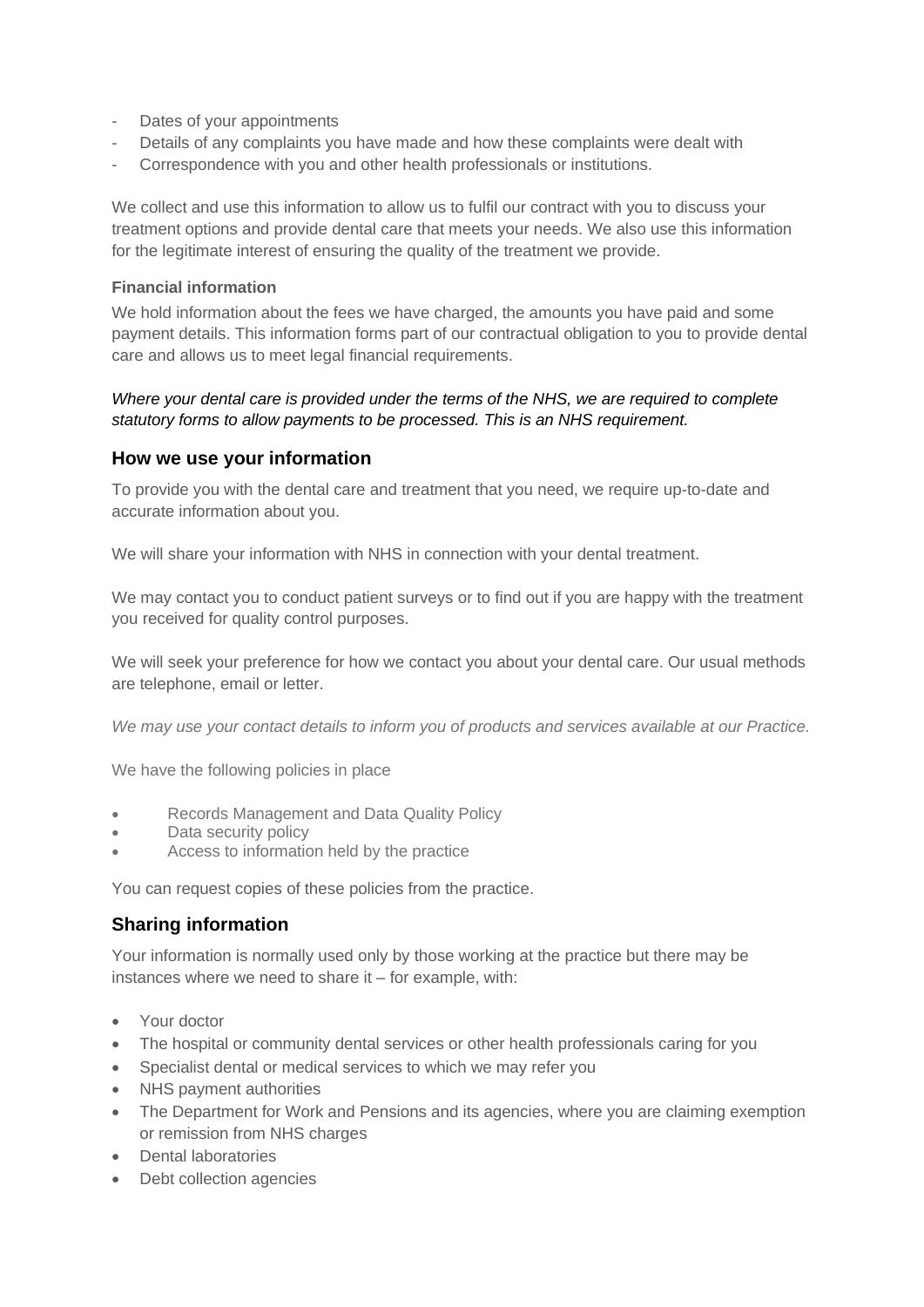- Dates of your appointments
- Details of any complaints you have made and how these complaints were dealt with
- Correspondence with you and other health professionals or institutions.

We collect and use this information to allow us to fulfil our contract with you to discuss your treatment options and provide dental care that meets your needs. We also use this information for the legitimate interest of ensuring the quality of the treatment we provide.

**Financial information**

We hold information about the fees we have charged, the amounts you have paid and some payment details. This information forms part of our contractual obligation to you to provide dental care and allows us to meet legal financial requirements.

*Where your dental care is provided under the terms of the NHS, we are required to complete statutory forms to allow payments to be processed. This is an NHS requirement.*

## How we use your information

To provide you with the dental care and treatment that you need, we require up-to-date and accurate information about you.

We will share your information with NHS in connection with your dental treatment.

We may contact you to conduct patient surveys or to find out if you are happy with the treatment you received for quality control purposes.

We will seek your preference for how we contact you about your dental care. Our usual methods are telephone, email or letter.

*We may use your contact details to inform you of products and services available at our Practice.*

We have the following policies in place

- Records Management and Data Quality Policy
- Data security policy
- Access to information held by the practice

You can request copies of these policies from the practice.

## Sharing information

Your information is normally used only by those working at the practice but there may be instances where we need to share it – for example, with:

- Your doctor
- The hospital or community dental services or other health professionals caring for you
- Specialist dental or medical services to which we may refer you
- NHS payment authorities
- The Department for Work and Pensions and its agencies, where you are claiming exemption or remission from NHS charges
- Dental laboratories
- Debt collection agencies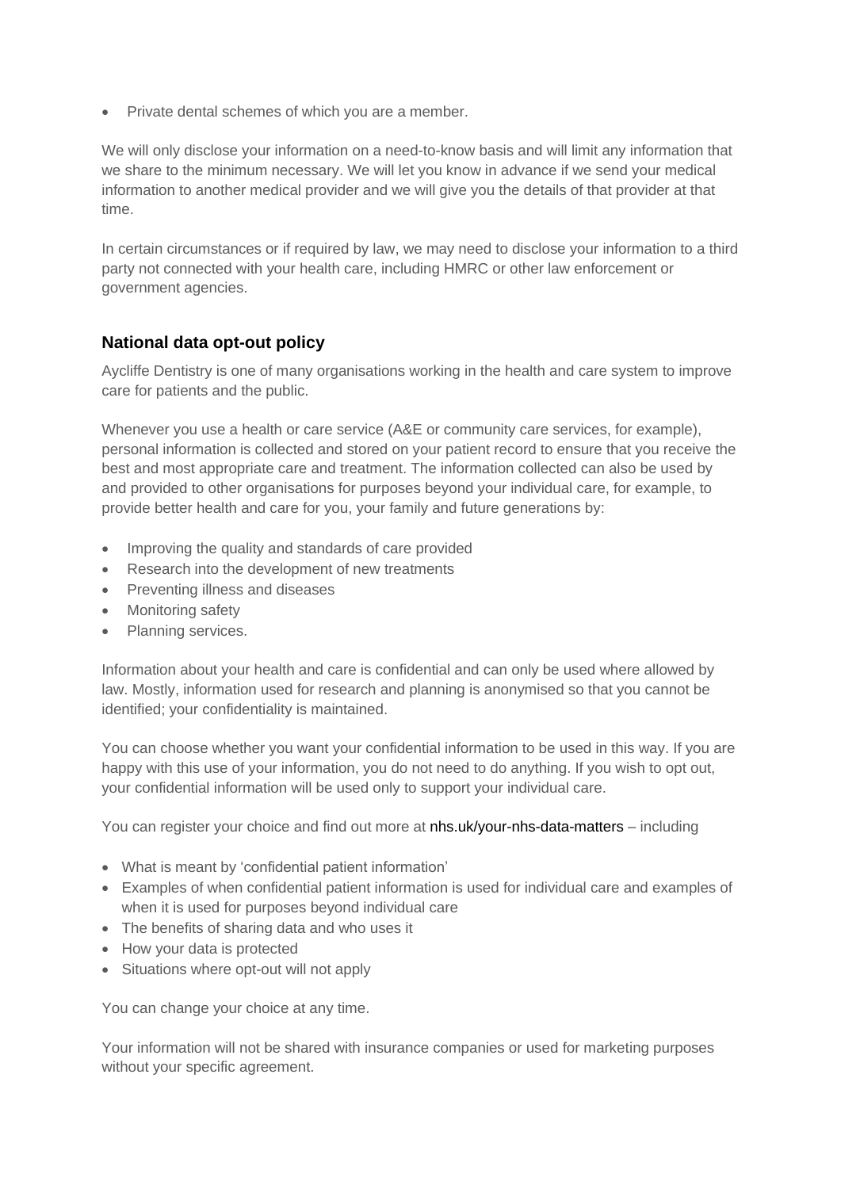- Private dental schemes of which you are a member.

We will only disclose your information on a need-to-know basis and will limit any information that we share to the minimum necessary. We will let you know in advance if we send your medical information to another medical provider and we will give you the details of that provider at that time.

In certain circumstances or if required by law, we may need to disclose your information to a third party not connected with your health care, including HMRC or other law enforcement or government agencies.

### National data opt-out policy

Aycliffe Dentistry is one of many organisations working in the health and care system to improve care for patients and the public.

Whenever you use a health or care service (A&E or community care services, for example), personal information is collected and stored on your patient record to ensure that you receive the best and most appropriate care and treatment. The information collected can also be used by and provided to other organisations for purposes beyond your individual care, for example, to provide better health and care for you, your family and future generations by:

- Improving the quality and standards of care provided
- Research into the development of new treatments
- Preventing illness and diseases
- Monitoring safety
- Planning services.

Information about your health and care is confidential and can only be used where allowed by law. Mostly, information used for research and planning is anonymised so that you cannot be identified; your confidentiality is maintained.

You can choose whether you want your confidential information to be used in this way. If you are happy with this use of your information, you do not need to do anything. If you wish to opt out, your confidential information will be used only to support your individual care.

You can register your choice and find out more at nhs.uk/your-nhs-data-matters – including

- What is meant by 'confidential patient information'
- Examples of when confidential patient information is used for individual care and examples of when it is used for purposes beyond individual care
- The benefits of sharing data and who uses it
- How your data is protected
- Situations where opt-out will not apply

You can change your choice at any time.

Your information will not be shared with insurance companies or used for marketing purposes without your specific agreement.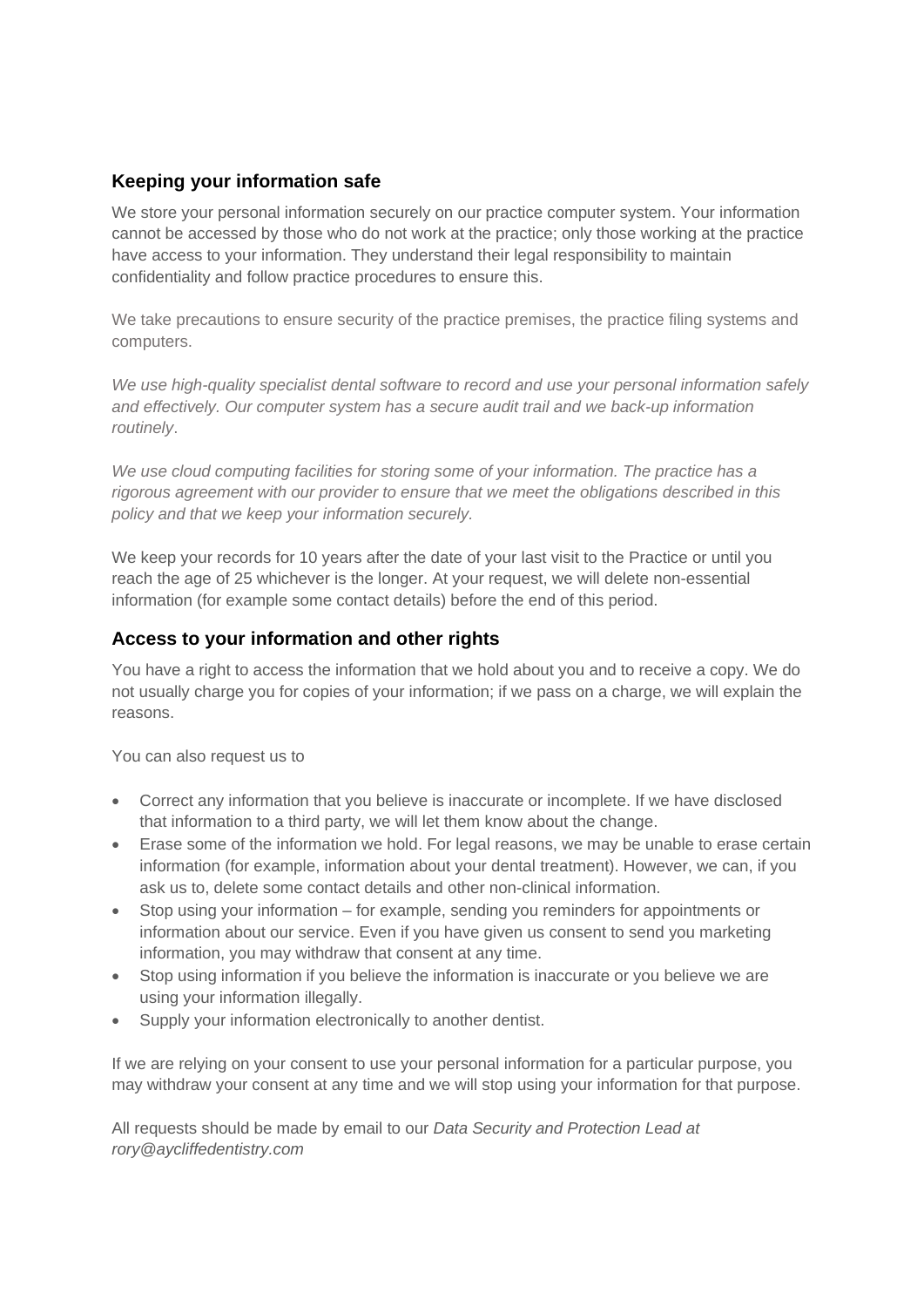## Keeping your information safe

We store your personal information securely on our practice computer system. Your information cannot be accessed by those who do not work at the practice; only those working at the practice have access to your information. They understand their legal responsibility to maintain confidentiality and follow practice procedures to ensure this.

We take precautions to ensure security of the practice premises, the practice filing systems and computers.

*We use high-quality specialist dental software to record and use your personal information safely and effectively. Our computer system has a secure audit trail and we back-up information routinely*.

*We use cloud computing facilities for storing some of your information. The practice has a rigorous agreement with our provider to ensure that we meet the obligations described in this policy and that we keep your information securely.*

We keep your records for 10 years after the date of your last visit to the Practice or until you reach the age of 25 whichever is the longer. At your request, we will delete non-essential information (for example some contact details) before the end of this period.

## Access to your information and other rights

You have a right to access the information that we hold about you and to receive a copy. We do not usually charge you for copies of your information; if we pass on a charge, we will explain the reasons.

You can also request us to

- Correct any information that you believe is inaccurate or incomplete. If we have disclosed that information to a third party, we will let them know about the change.
- Erase some of the information we hold. For legal reasons, we may be unable to erase certain information (for example, information about your dental treatment). However, we can, if you ask us to, delete some contact details and other non-clinical information.
- Stop using your information – for example, sending you reminders for appointments or information about our service. Even if you have given us consent to send you marketing information, you may withdraw that consent at any time.
- Stop using information if you believe the information is inaccurate or you believe we are using your information illegally.
- Supply your information electronically to another dentist.

If we are relying on your consent to use your personal information for a particular purpose, you may withdraw your consent at any time and we will stop using your information for that purpose.

All requests should be made by email to our *Data Security and Protection Lead at rory@aycliffedentistry.com*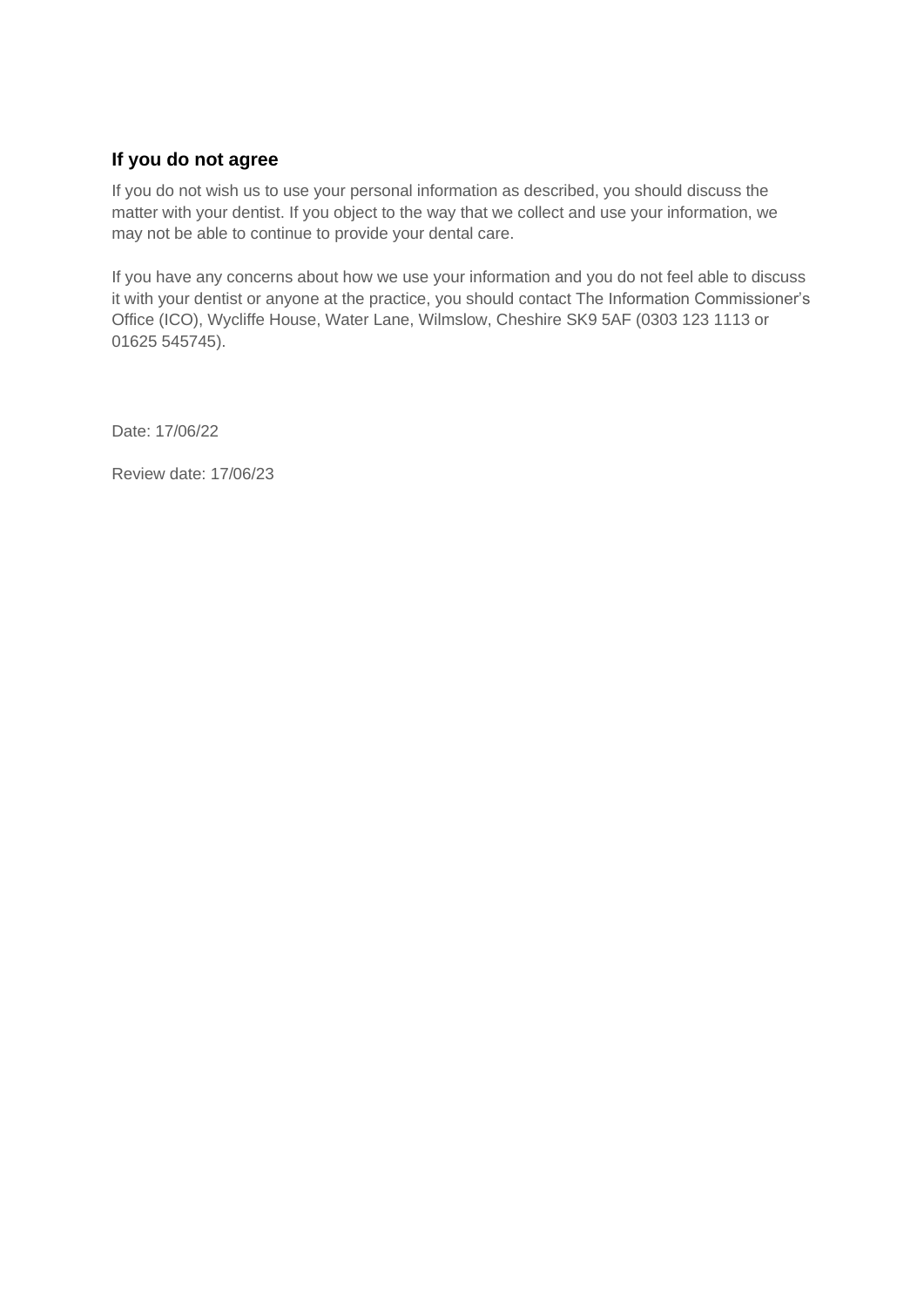### If you do not agree

If you do not wish us to use your personal information as described, you should discuss the matter with your dentist. If you object to the way that we collect and use your information, we may not be able to continue to provide your dental care.

If you have any concerns about how we use your information and you do not feel able to discuss it with your dentist or anyone at the practice, you should contact The Information Commissioner's Office (ICO), Wycliffe House, Water Lane, Wilmslow, Cheshire SK9 5AF (0303 123 1113 or 01625 545745).

Date: 17/06/22

Review date: 17/06/23